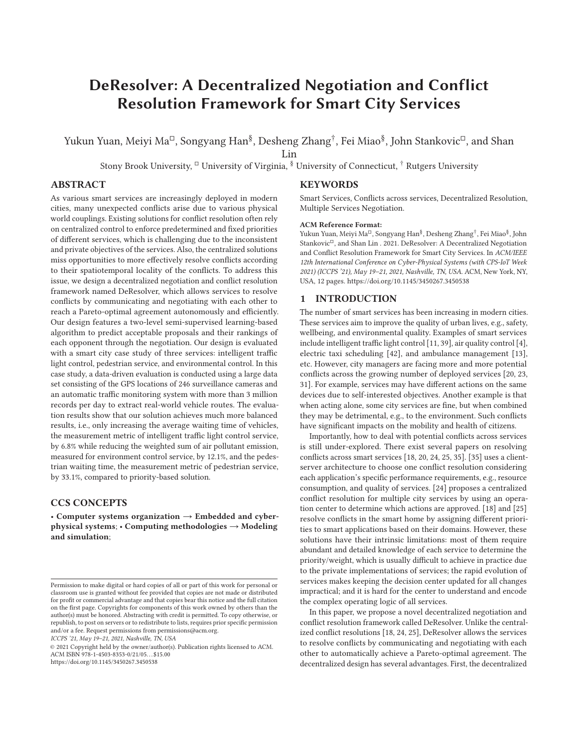# DeResolver: A Decentralized Negotiation and Conflict Resolution Framework for Smart City Services

Yukun Yuan, Meiyi Ma[□], Songyang Han[§], Desheng Zhang[†], Fei Miao[§], John Stankovic[□], and Shan Lin

Stony Brook University, [□] University of Virginia, [§] University of Connecticut, [†] Rutgers University

## ABSTRACT

As various smart services are increasingly deployed in modern cities, many unexpected conflicts arise due to various physical world couplings. Existing solutions for conflict resolution often rely on centralized control to enforce predetermined and fixed priorities of different services, which is challenging due to the inconsistent and private objectives of the services. Also, the centralized solutions miss opportunities to more effectively resolve conflicts according to their spatiotemporal locality of the conflicts. To address this issue, we design a decentralized negotiation and conflict resolution framework named DeResolver, which allows services to resolve conflicts by communicating and negotiating with each other to reach a Pareto-optimal agreement autonomously and efficiently. Our design features a two-level semi-supervised learning-based algorithm to predict acceptable proposals and their rankings of each opponent through the negotiation. Our design is evaluated with a smart city case study of three services: intelligent traffic light control, pedestrian service, and environmental control. In this case study, a data-driven evaluation is conducted using a large data set consisting of the GPS locations of 246 surveillance cameras and an automatic traffic monitoring system with more than 3 million records per day to extract real-world vehicle routes. The evaluation results show that our solution achieves much more balanced results, i.e., only increasing the average waiting time of vehicles, the measurement metric of intelligent traffic light control service, by 6.8% while reducing the weighted sum of air pollutant emission, measured for environment control service, by 12.1%, and the pedestrian waiting time, the measurement metric of pedestrian service, by 33.1%, compared to priority-based solution.

## CCS CONCEPTS

• **Computer systems organization → Embedded and cyber-physical systems**; • **Computing methodologies → Modeling and simulation**;

## KEYWORDS

Smart Services, Conflicts across services, Decentralized Resolution, Multiple Services Negotiation.

**ACM Reference Format:**

Yukun Yuan, Meiyi Ma[□], Songyang Han[§], Desheng Zhang[†], Fei Miao[§], John Stankovic[□], and Shan Lin . 2021. DeResolver: A Decentralized Negotiation and Conflict Resolution Framework for Smart City Services. In *ACM/IEEE 12th International Conference on Cyber-Physical Systems (with CPS-IoT Week 2021) (ICCPS '21), May 19–21, 2021, Nashville, TN, USA.* ACM, New York, NY, USA, 12 pages. https://doi.org/10.1145/3450267.3450538

## 1 INTRODUCTION

The number of smart services has been increasing in modern cities. These services aim to improve the quality of urban lives, e.g., safety, wellbeing, and environmental quality. Examples of smart services include intelligent traffic light control [11, 39], air quality control [4], electric taxi scheduling [42], and ambulance management [13], etc. However, city managers are facing more and more potential conflicts across the growing number of deployed services [20, 23, 31]. For example, services may have different actions on the same devices due to self-interested objectives. Another example is that when acting alone, some city services are fine, but when combined they may be detrimental, e.g., to the environment. Such conflicts have significant impacts on the mobility and health of citizens.

Importantly, how to deal with potential conflicts across services is still under-explored. There exist several papers on resolving conflicts across smart services [18, 20, 24, 25, 35]. [35] uses a client-server architecture to choose one conflict resolution considering each application's specific performance requirements, e.g., resource consumption, and quality of services. [24] proposes a centralized conflict resolution for multiple city services by using an operation center to determine which actions are approved. [18] and [25] resolve conflicts in the smart home by assigning different priorities to smart applications based on their domains. However, these solutions have their intrinsic limitations: most of them require abundant and detailed knowledge of each service to determine the priority/weight, which is usually difficult to achieve in practice due to the private implementations of services; the rapid evolution of services makes keeping the decision center updated for all changes impractical; and it is hard for the center to understand and encode the complex operating logic of all services.

In this paper, we propose a novel decentralized negotiation and conflict resolution framework called DeResolver. Unlike the centralized conflict resolutions [18, 24, 25], DeResolver allows the services to resolve conflicts by communicating and negotiating with each other to automatically achieve a Pareto-optimal agreement. The decentralized design has several advantages. First, the decentralized

Permission to make digital or hard copies of all or part of this work for personal or classroom use is granted without fee provided that copies are not made or distributed for profit or commercial advantage and that copies bear this notice and the full citation on the first page. Copyrights for components of this work owned by others than the author(s) must be honored. Abstracting with credit is permitted. To copy otherwise, or republish, to post on servers or to redistribute to lists, requires prior specific permission and/or a fee. Request permissions from permissions@acm.org.
*ICCPS '21, May 19–21, 2021, Nashville, TN, USA*
© 2021 Copyright held by the owner/author(s). Publication rights licensed to ACM.
ACM ISBN 978-1-4503-8353-0/21/05…$15.00
https://doi.org/10.1145/3450267.3450538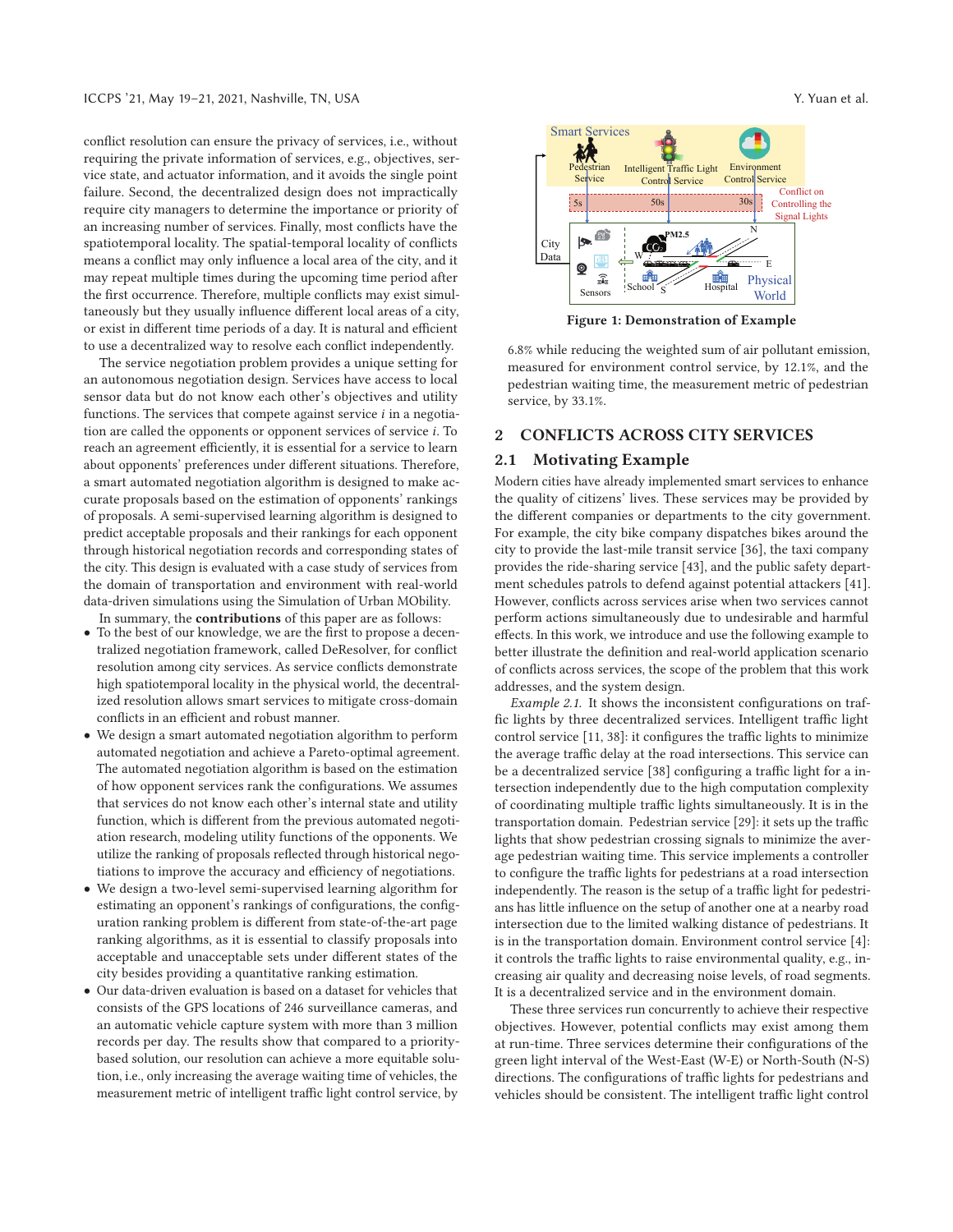conflict resolution can ensure the privacy of services, i.e., without requiring the private information of services, e.g., objectives, service state, and actuator information, and it avoids the single point failure. Second, the decentralized design does not impractically require city managers to determine the importance or priority of an increasing number of services. Finally, most conflicts have the spatiotemporal locality. The spatial-temporal locality of conflicts means a conflict may only influence a local area of the city, and it may repeat multiple times during the upcoming time period after the first occurrence. Therefore, multiple conflicts may exist simultaneously but they usually influence different local areas of a city, or exist in different time periods of a day. It is natural and efficient to use a decentralized way to resolve each conflict independently.

The service negotiation problem provides a unique setting for an autonomous negotiation design. Services have access to local sensor data but do not know each other's objectives and utility functions. The services that compete against service $i$ in a negotiation are called the opponents or opponent services of service $i$. To reach an agreement efficiently, it is essential for a service to learn about opponents' preferences under different situations. Therefore, a smart automated negotiation algorithm is designed to make accurate proposals based on the estimation of opponents' rankings of proposals. A semi-supervised learning algorithm is designed to predict acceptable proposals and their rankings for each opponent through historical negotiation records and corresponding states of the city. This design is evaluated with a case study of services from the domain of transportation and environment with real-world data-driven simulations using the Simulation of Urban MObility.

In summary, the **contributions** of this paper are as follows:

- To the best of our knowledge, we are the first to propose a decentralized negotiation framework, called DeResolver, for conflict resolution among city services. As service conflicts demonstrate high spatiotemporal locality in the physical world, the decentralized resolution allows smart services to mitigate cross-domain conflicts in an efficient and robust manner.
- We design a smart automated negotiation algorithm to perform automated negotiation and achieve a Pareto-optimal agreement. The automated negotiation algorithm is based on the estimation of how opponent services rank the configurations. We assumes that services do not know each other's internal state and utility function, which is different from the previous automated negotiation research, modeling utility functions of the opponents. We utilize the ranking of proposals reflected through historical negotiations to improve the accuracy and efficiency of negotiations.
- We design a two-level semi-supervised learning algorithm for estimating an opponent's rankings of configurations, the configuration ranking problem is different from state-of-the-art page ranking algorithms, as it is essential to classify proposals into acceptable and unacceptable sets under different states of the city besides providing a quantitative ranking estimation.
- Our data-driven evaluation is based on a dataset for vehicles that consists of the GPS locations of 246 surveillance cameras, and an automatic vehicle capture system with more than 3 million records per day. The results show that compared to a priority-based solution, our resolution can achieve a more equitable solution, i.e., only increasing the average waiting time of vehicles, the measurement metric of intelligent traffic light control service, by 6.8% while reducing the weighted sum of air pollutant emission, measured for environment control service, by 12.1%, and the pedestrian waiting time, the measurement metric of pedestrian service, by 33.1%.

Figure 1: Demonstration of Example

## 2 CONFLICTS ACROSS CITY SERVICES

### 2.1 Motivating Example

Modern cities have already implemented smart services to enhance the quality of citizens' lives. These services may be provided by the different companies or departments to the city government. For example, the city bike company dispatches bikes around the city to provide the last-mile transit service [36], the taxi company provides the ride-sharing service [43], and the public safety department schedules patrols to defend against potential attackers [41]. However, conflicts across services arise when two services cannot perform actions simultaneously due to undesirable and harmful effects. In this work, we introduce and use the following example to better illustrate the definition and real-world application scenario of conflicts across services, the scope of the problem that this work addresses, and the system design.

*Example 2.1.* It shows the inconsistent configurations on traffic lights by three decentralized services. Intelligent traffic light control service [11, 38]: it configures the traffic lights to minimize the average traffic delay at the road intersections. This service can be a decentralized service [38] configuring a traffic light for a intersection independently due to the high computation complexity of coordinating multiple traffic lights simultaneously. It is in the transportation domain. Pedestrian service [29]: it sets up the traffic lights that show pedestrian crossing signals to minimize the average pedestrian waiting time. This service implements a controller to configure the traffic lights for pedestrians at a road intersection independently. The reason is the setup of a traffic light for pedestrians has little influence on the setup of another one at a nearby road intersection due to the limited walking distance of pedestrians. It is in the transportation domain. Environment control service [4]: it controls the traffic lights to raise environmental quality, e.g., increasing air quality and decreasing noise levels, of road segments. It is a decentralized service and in the environment domain.

These three services run concurrently to achieve their respective objectives. However, potential conflicts may exist among them at run-time. Three services determine their configurations of the green light interval of the West-East (W-E) or North-South (N-S) directions. The configurations of traffic lights for pedestrians and vehicles should be consistent. The intelligent traffic light control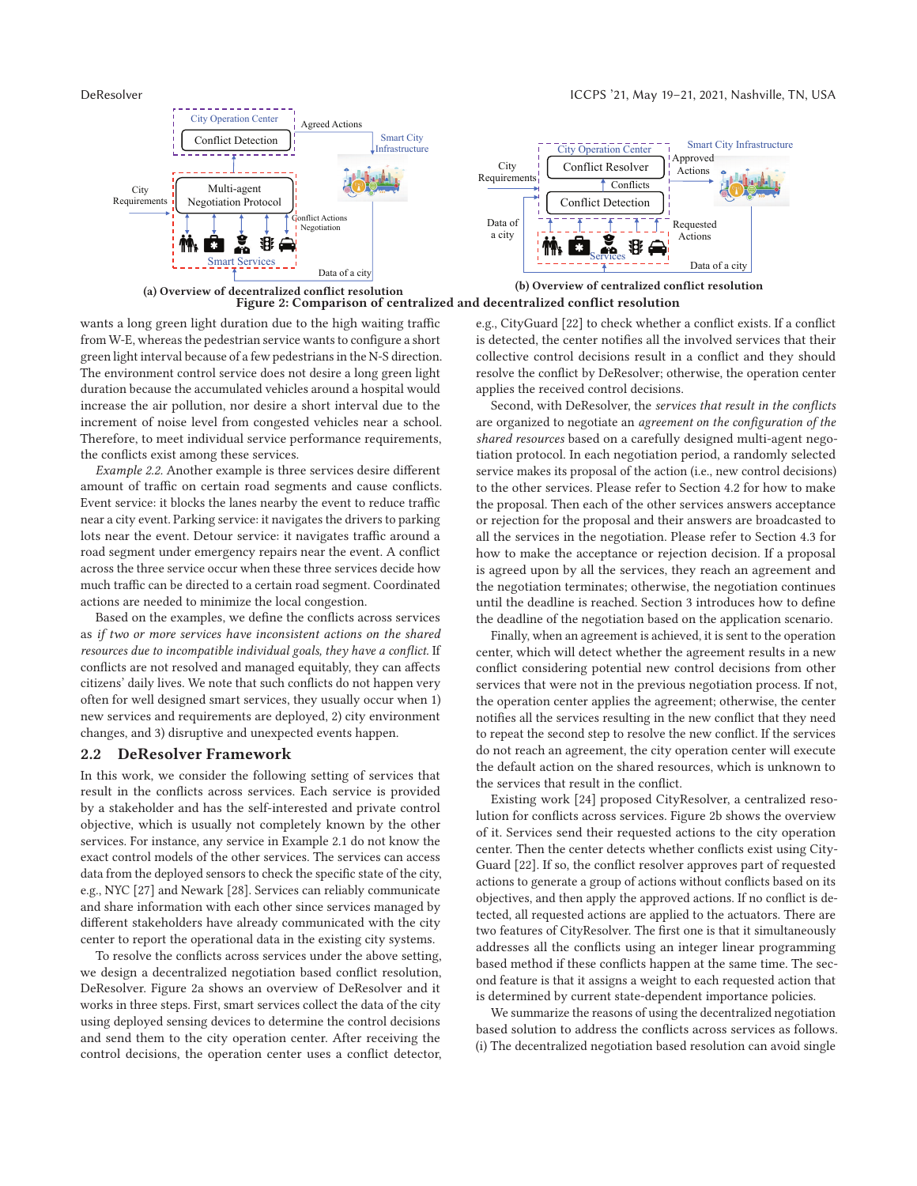(a) Overview of decentralized conflict resolution

(b) Overview of centralized conflict resolution

Figure 2: Comparison of centralized and decentralized conflict resolution

wants a long green light duration due to the high waiting traffic from W-E, whereas the pedestrian service wants to configure a short green light interval because of a few pedestrians in the N-S direction. The environment control service does not desire a long green light duration because the accumulated vehicles around a hospital would increase the air pollution, nor desire a short interval due to the increment of noise level from congested vehicles near a school. Therefore, to meet individual service performance requirements, the conflicts exist among these services.

*Example 2.2.* Another example is three services desire different amount of traffic on certain road segments and cause conflicts. Event service: it blocks the lanes nearby the event to reduce traffic near a city event. Parking service: it navigates the drivers to parking lots near the event. Detour service: it navigates traffic around a road segment under emergency repairs near the event. A conflict across the three service occur when these three services decide how much traffic can be directed to a certain road segment. Coordinated actions are needed to minimize the local congestion.

Based on the examples, we define the conflicts across services as *if two or more services have inconsistent actions on the shared resources due to incompatible individual goals, they have a conflict.* If conflicts are not resolved and managed equitably, they can affects citizens' daily lives. We note that such conflicts do not happen very often for well designed smart services, they usually occur when 1) new services and requirements are deployed, 2) city environment changes, and 3) disruptive and unexpected events happen.

## 2.2 DeResolver Framework

In this work, we consider the following setting of services that result in the conflicts across services. Each service is provided by a stakeholder and has the self-interested and private control objective, which is usually not completely known by the other services. For instance, any service in Example 2.1 do not know the exact control models of the other services. The services can access data from the deployed sensors to check the specific state of the city, e.g., NYC [27] and Newark [28]. Services can reliably communicate and share information with each other since services managed by different stakeholders have already communicated with the city center to report the operational data in the existing city systems.

To resolve the conflicts across services under the above setting, we design a decentralized negotiation based conflict resolution, DeResolver. Figure 2a shows an overview of DeResolver and it works in three steps. First, smart services collect the data of the city using deployed sensing devices to determine the control decisions and send them to the city operation center. After receiving the control decisions, the operation center uses a conflict detector, e.g., CityGuard [22] to check whether a conflict exists. If a conflict is detected, the center notifies all the involved services that their collective control decisions result in a conflict and they should resolve the conflict by DeResolver; otherwise, the operation center applies the received control decisions.

Second, with DeResolver, the *services that result in the conflicts* are organized to negotiate an *agreement on the configuration of the shared resources* based on a carefully designed multi-agent negotiation protocol. In each negotiation period, a randomly selected service makes its proposal of the action (i.e., new control decisions) to the other services. Please refer to Section 4.2 for how to make the proposal. Then each of the other services answers acceptance or rejection for the proposal and their answers are broadcasted to all the services in the negotiation. Please refer to Section 4.3 for how to make the acceptance or rejection decision. If a proposal is agreed upon by all the services, they reach an agreement and the negotiation terminates; otherwise, the negotiation continues until the deadline is reached. Section 3 introduces how to define the deadline of the negotiation based on the application scenario.

Finally, when an agreement is achieved, it is sent to the operation center, which will detect whether the agreement results in a new conflict considering potential new control decisions from other services that were not in the previous negotiation process. If not, the operation center applies the agreement; otherwise, the center notifies all the services resulting in the new conflict that they need to repeat the second step to resolve the new conflict. If the services do not reach an agreement, the city operation center will execute the default action on the shared resources, which is unknown to the services that result in the conflict.

Existing work [24] proposed CityResolver, a centralized resolution for conflicts across services. Figure 2b shows the overview of it. Services send their requested actions to the city operation center. Then the center detects whether conflicts exist using CityGuard [22]. If so, the conflict resolver approves part of requested actions to generate a group of actions without conflicts based on its objectives, and then apply the approved actions. If no conflict is detected, all requested actions are applied to the actuators. There are two features of CityResolver. The first one is that it simultaneously addresses all the conflicts using an integer linear programming based method if these conflicts happen at the same time. The second feature is that it assigns a weight to each requested action that is determined by current state-dependent importance policies.

We summarize the reasons of using the decentralized negotiation based solution to address the conflicts across services as follows. (i) The decentralized negotiation based resolution can avoid single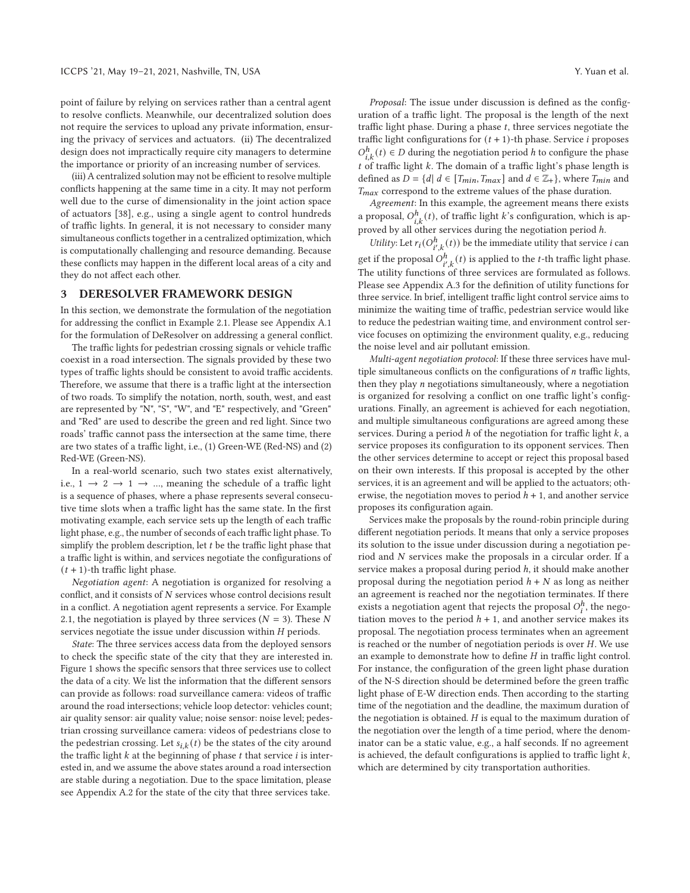point of failure by relying on services rather than a central agent to resolve conflicts. Meanwhile, our decentralized solution does not require the services to upload any private information, ensuring the privacy of services and actuators. (ii) The decentralized design does not impractically require city managers to determine the importance or priority of an increasing number of services.

(iii) A centralized solution may not be efficient to resolve multiple conflicts happening at the same time in a city. It may not perform well due to the curse of dimensionality in the joint action space of actuators [38], e.g., using a single agent to control hundreds of traffic lights. In general, it is not necessary to consider many simultaneous conflicts together in a centralized optimization, which is computationally challenging and resource demanding. Because these conflicts may happen in the different local areas of a city and they do not affect each other.

## 3 DERESOLVER FRAMEWORK DESIGN

In this section, we demonstrate the formulation of the negotiation for addressing the conflict in Example 2.1. Please see Appendix A.1 for the formulation of DeResolver on addressing a general conflict.

The traffic lights for pedestrian crossing signals or vehicle traffic coexist in a road intersection. The signals provided by these two types of traffic lights should be consistent to avoid traffic accidents. Therefore, we assume that there is a traffic light at the intersection of two roads. To simplify the notation, north, south, west, and east are represented by "N", "S", "W", and "E" respectively, and "Green" and "Red" are used to describe the green and red light. Since two roads' traffic cannot pass the intersection at the same time, there are two states of a traffic light, i.e., (1) Green-WE (Red-NS) and (2) Red-WE (Green-NS).

In a real-world scenario, such two states exist alternatively, i.e., $1 \rightarrow 2 \rightarrow 1 \rightarrow ...$, meaning the schedule of a traffic light is a sequence of phases, where a phase represents several consecutive time slots when a traffic light has the same state. In the first motivating example, each service sets up the length of each traffic light phase, e.g., the number of seconds of each traffic light phase. To simplify the problem description, let $t$ be the traffic light phase that a traffic light is within, and services negotiate the configurations of $(t+1)$-th traffic light phase.

*Negotiation agent*: A negotiation is organized for resolving a conflict, and it consists of $N$ services whose control decisions result in a conflict. A negotiation agent represents a service. For Example 2.1, the negotiation is played by three services ($N = 3$). These $N$ services negotiate the issue under discussion within $H$ periods.

*State*: The three services access data from the deployed sensors to check the specific state of the city that they are interested in. Figure 1 shows the specific sensors that three services use to collect the data of a city. We list the information that the different sensors can provide as follows: road surveillance camera: videos of traffic around the road intersections; vehicle loop detector: vehicles count; air quality sensor: air quality value; noise sensor: noise level; pedestrian crossing surveillance camera: videos of pedestrians close to the pedestrian crossing. Let $s_{i,k}(t)$ be the states of the city around the traffic light $k$ at the beginning of phase $t$ that service $i$ is interested in, and we assume the above states around a road intersection are stable during a negotiation. Due to the space limitation, please see Appendix A.2 for the state of the city that three services take.

*Proposal*: The issue under discussion is defined as the configuration of a traffic light. The proposal is the length of the next traffic light phase. During a phase $t$, three services negotiate the traffic light configurations for $(t+1)$-th phase. Service $i$ proposes $O^h_{i,k}(t) \in D$ during the negotiation period $h$ to configure the phase $t$ of traffic light $k$. The domain of a traffic light's phase length is defined as $D = \{d | \ d \in [T_{min}, T_{max}] \text{ and } d \in \mathbb{Z}_+\}$, where $T_{min}$ and $T_{max}$ correspond to the extreme values of the phase duration.

*Agreement*: In this example, the agreement means there exists a proposal, $O^h_{i,k}(t)$, of traffic light $k$'s configuration, which is approved by all other services during the negotiation period $h$.

*Utility*: Let $r_i(O^h_{i',k}(t))$ be the immediate utility that service $i$ can get if the proposal $O^h_{i',k}(t)$ is applied to the $t$-th traffic light phase. The utility functions of three services are formulated as follows. Please see Appendix A.3 for the definition of utility functions for three service. In brief, intelligent traffic light control service aims to minimize the waiting time of traffic, pedestrian service would like to reduce the pedestrian waiting time, and environment control service focuses on optimizing the environment quality, e.g., reducing the noise level and air pollutant emission.

*Multi-agent negotiation protocol*: If these three services have multiple simultaneous conflicts on the configurations of $n$ traffic lights, then they play $n$ negotiations simultaneously, where a negotiation is organized for resolving a conflict on one traffic light's configurations. Finally, an agreement is achieved for each negotiation, and multiple simultaneous configurations are agreed among these services. During a period $h$ of the negotiation for traffic light $k$, a service proposes its configuration to its opponent services. Then the other services determine to accept or reject this proposal based on their own interests. If this proposal is accepted by the other services, it is an agreement and will be applied to the actuators; otherwise, the negotiation moves to period $h + 1$, and another service proposes its configuration again.

Services make the proposals by the round-robin principle during different negotiation periods. It means that only a service proposes its solution to the issue under discussion during a negotiation period and $N$ services make the proposals in a circular order. If a service makes a proposal during period $h$, it should make another proposal during the negotiation period $h + N$ as long as neither an agreement is reached nor the negotiation terminates. If there exists a negotiation agent that rejects the proposal $O^h_i$, the negotiation moves to the period $h + 1$, and another service makes its proposal. The negotiation process terminates when an agreement is reached or the number of negotiation periods is over $H$. We use an example to demonstrate how to define $H$ in traffic light control. For instance, the configuration of the green light phase duration of the N-S direction should be determined before the green traffic light phase of E-W direction ends. Then according to the starting time of the negotiation and the deadline, the maximum duration of the negotiation is obtained. $H$ is equal to the maximum duration of the negotiation over the length of a time period, where the denominator can be a static value, e.g., a half seconds. If no agreement is achieved, the default configurations is applied to traffic light $k$, which are determined by city transportation authorities.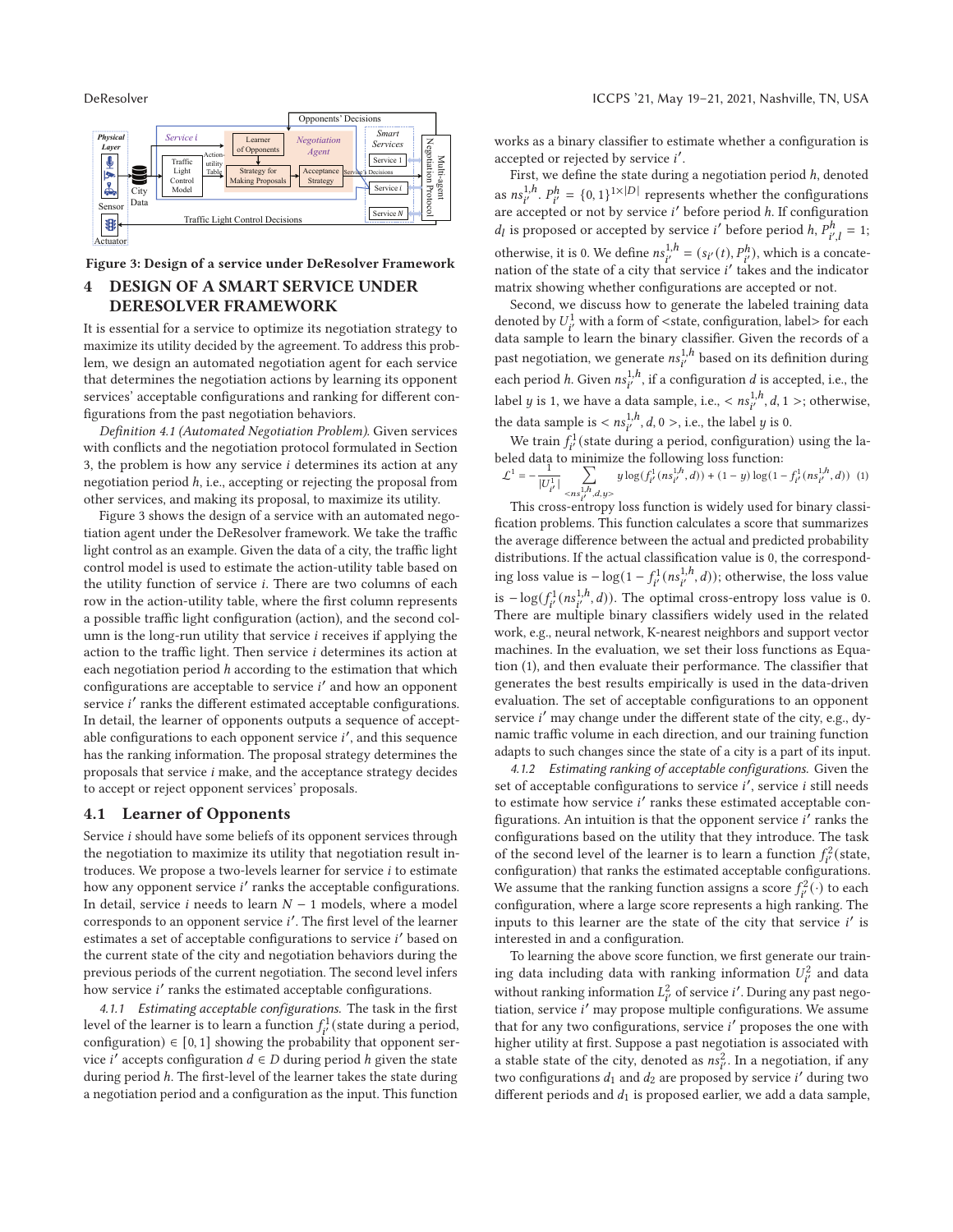Figure 3: Design of a service under DeResolver Framework

## 4 DESIGN OF A SMART SERVICE UNDER DERESOLVER FRAMEWORK

It is essential for a service to optimize its negotiation strategy to maximize its utility decided by the agreement. To address this problem, we design an automated negotiation agent for each service that determines the negotiation actions by learning its opponent services' acceptable configurations and ranking for different configurations from the past negotiation behaviors.

*Definition 4.1 (Automated Negotiation Problem).* Given services with conflicts and the negotiation protocol formulated in Section 3, the problem is how any service $i$ determines its action at any negotiation period $h$, i.e., accepting or rejecting the proposal from other services, and making its proposal, to maximize its utility.

Figure 3 shows the design of a service with an automated negotiation agent under the DeResolver framework. We take the traffic light control as an example. Given the data of a city, the traffic light control model is used to estimate the action-utility table based on the utility function of service $i$. There are two columns of each row in the action-utility table, where the first column represents a possible traffic light configuration (action), and the second column is the long-run utility that service $i$ receives if applying the action to the traffic light. Then service $i$ determines its action at each negotiation period $h$ according to the estimation that which configurations are acceptable to service $i'$ and how an opponent service $i'$ ranks the different estimated acceptable configurations. In detail, the learner of opponents outputs a sequence of acceptable configurations to each opponent service $i'$, and this sequence has the ranking information. The proposal strategy determines the proposals that service $i$ make, and the acceptance strategy decides to accept or reject opponent services' proposals.

### 4.1 Learner of Opponents

Service $i$ should have some beliefs of its opponent services through the negotiation to maximize its utility that negotiation result introduces. We propose a two-levels learner for service $i$ to estimate how any opponent service $i'$ ranks the acceptable configurations. In detail, service $i$ needs to learn $N-1$ models, where a model corresponds to an opponent service $i'$. The first level of the learner estimates a set of acceptable configurations to service $i'$ based on the current state of the city and negotiation behaviors during the previous periods of the current negotiation. The second level infers how service $i'$ ranks the estimated acceptable configurations.

*4.1.1 Estimating acceptable configurations.* The task in the first level of the learner is to learn a function $f^1_{i'}$(state during a period, configuration) $\in [0,1]$ showing the probability that opponent service $i'$ accepts configuration $d \in D$ during period $h$ given the state during period $h$. The first-level of the learner takes the state during a negotiation period and a configuration as the input. This function works as a binary classifier to estimate whether a configuration is accepted or rejected by service $i'$.

First, we define the state during a negotiation period $h$, denoted as $ns^{1,h}_{i'}$. $P^h_{i'} = \{0,1\}^{1\times|D|}$ represents whether the configurations are accepted or not by service $i'$ before period $h$. If configuration $d_l$ is proposed or accepted by service $i'$ before period $h$, $P^h_{i',l} = 1$; otherwise, it is 0. We define $ns^{1,h}_{i'} = (s_{i'}(t), P^h_{i'})$, which is a concatenation of the state of a city that service $i'$ takes and the indicator matrix showing whether configurations are accepted or not.

Second, we discuss how to generate the labeled training data denoted by $U^1_{i'}$ with a form of <state, configuration, label> for each data sample to learn the binary classifier. Given the records of a past negotiation, we generate $ns^{1,h}_{i'}$ based on its definition during each period $h$. Given $ns^{1,h}_{i'}$, if a configuration $d$ is accepted, i.e., the label $y$ is 1, we have a data sample, i.e., $< ns^{1,h}_{i'}, d, 1 >$; otherwise, the data sample is $< ns^{1,h}_{i'}, d, 0 >$, i.e., the label $y$ is 0.

We train $f^1_{i'}$(state during a period, configuration) using the labeled data to minimize the following loss function:

$$\mathcal{L}^1 = -\frac{1}{|U^1_{i'}|}\sum_{<ns^{1,h}_{i'},d,y>} y\log(f^1_{i'}(ns^{1,h}_{i'},d)) + (1-y)\log(1-f^1_{i'}(ns^{1,h}_{i'},d)) \quad (1)$$

This cross-entropy loss function is widely used for binary classification problems. This function calculates a score that summarizes the average difference between the actual and predicted probability distributions. If the actual classification value is 0, the corresponding loss value is $-\log(1-f^1_{i'}(ns^{1,h}_{i'},d))$; otherwise, the loss value is $-\log(f^1_{i'}(ns^{1,h}_{i'},d))$. The optimal cross-entropy loss value is 0. There are multiple binary classifiers widely used in the related work, e.g., neural network, K-nearest neighbors and support vector machines. In the evaluation, we set their loss functions as Equation (1), and then evaluate their performance. The classifier that generates the best results empirically is used in the data-driven evaluation. The set of acceptable configurations to an opponent service $i'$ may change under the different state of the city, e.g., dynamic traffic volume in each direction, and our training function adapts to such changes since the state of a city is a part of its input.

*4.1.2 Estimating ranking of acceptable configurations.* Given the set of acceptable configurations to service $i'$, service $i$ still needs to estimate how service $i'$ ranks these estimated acceptable configurations. An intuition is that the opponent service $i'$ ranks the configurations based on the utility that they introduce. The task of the second level of the learner is to learn a function $f^2_{i'}$(state, configuration) that ranks the estimated acceptable configurations. We assume that the ranking function assigns a score $f^2_{i'}(\cdot)$ to each configuration, where a large score represents a high ranking. The inputs to this learner are the state of the city that service $i'$ is interested in and a configuration.

To learning the above score function, we first generate our training data including data with ranking information $U^2_{i'}$ and data without ranking information $L^2_{i'}$ of service $i'$. During any past negotiation, service $i'$ may propose multiple configurations. We assume that for any two configurations, service $i'$ proposes the one with higher utility at first. Suppose a past negotiation is associated with a stable state of the city, denoted as $ns^2_{i'}$. In a negotiation, if any two configurations $d_1$ and $d_2$ are proposed by service $i'$ during two different periods and $d_1$ is proposed earlier, we add a data sample,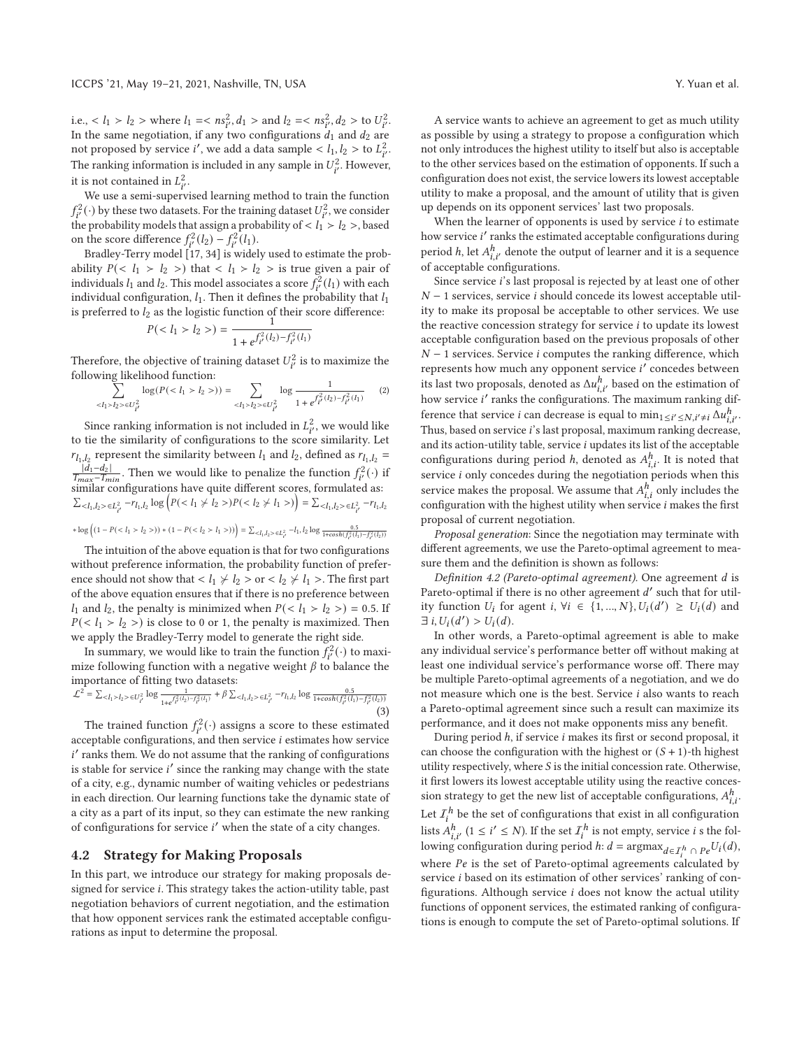i.e., $< l_1 \succ l_2 >$ where $l_1 =< ns^2_{i'}, d_1 >$ and $l_2 =< ns^2_{i'}, d_2 >$ to $U^2_{i'}$. In the same negotiation, if any two configurations $d_1$ and $d_2$ are not proposed by service $i'$, we add a data sample $< l_1, l_2 >$ to $L^2_{i'}$. The ranking information is included in any sample in $U^2_{i'}$. However, it is not contained in $L^2_{i'}$.

We use a semi-supervised learning method to train the function $f^2_{i'}(\cdot)$ by these two datasets. For the training dataset $U^2_{i'}$, we consider the probability models that assign a probability of $< l_1 \succ l_2 >$, based on the score difference $f^2_{i'}(l_2) - f^2_{i'}(l_1)$.

Bradley-Terry model [17, 34] is widely used to estimate the probability $P(< l_1 \succ l_2 >)$ that $< l_1 \succ l_2 >$ is true given a pair of individuals $l_1$ and $l_2$. This model associates a score $f^2_{i'}(l_1)$ with each individual configuration, $l_1$. Then it defines the probability that $l_1$ is preferred to $l_2$ as the logistic function of their score difference:

$$P(< l_1 \succ l_2 >) = \frac{1}{1 + e^{f^2_{i'}(l_2) - f^2_{i'}(l_1)}}$$

Therefore, the objective of training dataset $U^2_{i'}$ is to maximize the following likelihood function:

$$\sum_{<l_1 \succ l_2> \in U^2_{i'}} \log(P(< l_1 \succ l_2 >)) = \sum_{<l_1 \succ l_2> \in U^2_{i'}} \log \frac{1}{1 + e^{f^2_{i'}(l_2) - f^2_{i'}(l_1)}} \quad (2)$$

Since ranking information is not included in $L^2_{i'}$, we would like to tie the similarity of configurations to the score similarity. Let $r_{l_1,l_2}$ represent the similarity between $l_1$ and $l_2$, defined as $r_{l_1,l_2} = \frac{|d_1 - d_2|}{T_{max} - T_{min}}$. Then we would like to penalize the function $f^2_{i'}(\cdot)$ if similar configurations have quite different scores, formulated as:

$$\sum_{<l_1,l_2> \in L^2_{i'}} -r_{l_1,l_2} \log \left( P(< l_1 \not\succ l_2 >) P(< l_2 \not\succ l_1 >) \right) = \sum_{<l_1,l_2> \in L^2_{i'}} -r_{l_1,l_2}$$

$$* \log \left( (1 - P(< l_1 \succ l_2 >)) * (1 - P(< l_2 \succ l_1 >)) \right) = \sum_{<l_1,l_2> \in L^2_{i'}} -l_1, l_2 \log \frac{0.5}{1 + \cosh(f^2_{i'}(l_1) - f^2_{i'}(l_2))}$$

The intuition of the above equation is that for two configurations without preference information, the probability function of preference should not show that $< l_1 \not\succ l_2 >$ or $< l_2 \not\succ l_1 >$. The first part of the above equation ensures that if there is no preference between $l_1$ and $l_2$, the penalty is minimized when $P(< l_1 \succ l_2 >) = 0.5$. If $P(< l_1 \succ l_2 >)$ is close to 0 or 1, the penalty is maximized. Then we apply the Bradley-Terry model to generate the right side.

In summary, we would like to train the function $f^2_{i'}(\cdot)$ to maximize following function with a negative weight $\beta$ to balance the importance of fitting two datasets:

$$\mathcal{L}^2 = \sum_{<l_1 \succ l_2> \in U^2_{i'}} \log \frac{1}{1 + e^{f^2_{i'}(l_2) - f^2_{i'}(l_1)}} + \beta \sum_{<l_1,l_2> \in L^2_{i'}} -r_{l_1,l_2} \log \frac{0.5}{1 + \cosh(f^2_{i'}(l_1) - f^2_{i'}(l_2))} \quad (3)$$

The trained function $f^2_{i'}(\cdot)$ assigns a score to these estimated acceptable configurations, and then service $i$ estimates how service $i'$ ranks them. We do not assume that the ranking of configurations is stable for service $i'$ since the ranking may change with the state of a city, e.g., dynamic number of waiting vehicles or pedestrians in each direction. Our learning functions take the dynamic state of a city as a part of its input, so they can estimate the new ranking of configurations for service $i'$ when the state of a city changes.

## 4.2 Strategy for Making Proposals

In this part, we introduce our strategy for making proposals designed for service $i$. This strategy takes the action-utility table, past negotiation behaviors of current negotiation, and the estimation that how opponent services rank the estimated acceptable configurations as input to determine the proposal.

A service wants to achieve an agreement to get as much utility as possible by using a strategy to propose a configuration which not only introduces the highest utility to itself but also is acceptable to the other services based on the estimation of opponents. If such a configuration does not exist, the service lowers its lowest acceptable utility to make a proposal, and the amount of utility that is given up depends on its opponent services' last two proposals.

When the learner of opponents is used by service $i$ to estimate how service $i'$ ranks the estimated acceptable configurations during period $h$, let $A^h_{i,i'}$ denote the output of learner and it is a sequence of acceptable configurations.

Since service $i$'s last proposal is rejected by at least one of other $N-1$ services, service $i$ should concede its lowest acceptable utility to make its proposal be acceptable to other services. We use the reactive concession strategy for service $i$ to update its lowest acceptable configuration based on the previous proposals of other $N-1$ services. Service $i$ computes the ranking difference, which represents how much any opponent service $i'$ concedes between its last two proposals, denoted as $\Delta u^h_{i,i'}$ based on the estimation of how service $i'$ ranks the configurations. The maximum ranking difference that service $i$ can decrease is equal to $\min_{1 \leq i' \leq N, i' \neq i} \Delta u^h_{i,i'}$. Thus, based on service $i$'s last proposal, maximum ranking decrease, and its action-utility table, service $i$ updates its list of the acceptable configurations during period $h$, denoted as $A^h_{i,i}$. It is noted that service $i$ only concedes during the negotiation periods when this service makes the proposal. We assume that $A^h_{i,i}$ only includes the configuration with the highest utility when service $i$ makes the first proposal of current negotiation.

*Proposal generation*: Since the negotiation may terminate with different agreements, we use the Pareto-optimal agreement to measure them and the definition is shown as follows:

*Definition 4.2 (Pareto-optimal agreement).* One agreement $d$ is Pareto-optimal if there is no other agreement $d'$ such that for utility function $U_i$ for agent $i$, $\forall i \in \{1, ..., N\}, U_i(d') \geq U_i(d)$ and $\exists\, i, U_i(d') > U_i(d)$.

In other words, a Pareto-optimal agreement is able to make any individual service's performance better off without making at least one individual service's performance worse off. There may be multiple Pareto-optimal agreements of a negotiation, and we do not measure which one is the best. Service $i$ also wants to reach a Pareto-optimal agreement since such a result can maximize its performance, and it does not make opponents miss any benefit.

During period $h$, if service $i$ makes its first or second proposal, it can choose the configuration with the highest or $(S+1)$-th highest utility respectively, where $S$ is the initial concession rate. Otherwise, it first lowers its lowest acceptable utility using the reactive concession strategy to get the new list of acceptable configurations, $A^h_{i,i}$. Let $\mathcal{I}^h_i$ be the set of configurations that exist in all configuration lists $A^h_{i,i'}$ $(1 \leq i' \leq N)$. If the set $\mathcal{I}^h_i$ is not empty, service $i$ s the following configuration during period $h$: $d = \text{argmax}_{d \in \mathcal{I}^h_i \cap Pe} U_i(d)$, where $Pe$ is the set of Pareto-optimal agreements calculated by service $i$ based on its estimation of other services' ranking of configurations. Although service $i$ does not know the actual utility functions of opponent services, the estimated ranking of configurations is enough to compute the set of Pareto-optimal solutions. If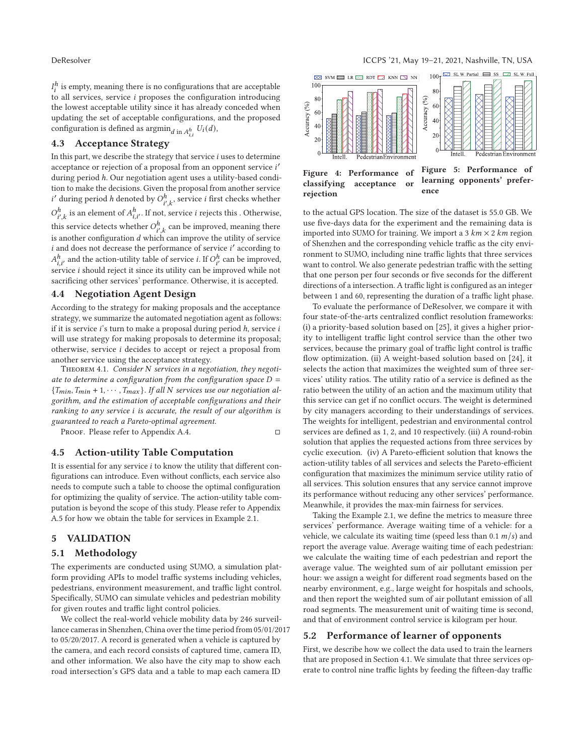$I_i^h$ is empty, meaning there is no configurations that are acceptable to all services, service $i$ proposes the configuration introducing the lowest acceptable utility since it has already conceded when updating the set of acceptable configurations, and the proposed configuration is defined as $\text{argmin}_{d \text{ in } A_{i,i}^h} U_i(d)$,

### 4.3 Acceptance Strategy

In this part, we describe the strategy that service $i$ uses to determine acceptance or rejection of a proposal from an opponent service $i'$ during period $h$. Our negotiation agent uses a utility-based condition to make the decisions. Given the proposal from another service $i'$ during period $h$ denoted by $O_{i',k}^h$, service $i$ first checks whether $O_{i',k}^h$ is an element of $A_{i,i'}^h$. If not, service $i$ rejects this . Otherwise, this service detects whether $O_{i',k}^h$ can be improved, meaning there is another configuration $d$ which can improve the utility of service $i$ and does not decrease the performance of service $i'$ according to $A_{i,i'}^h$ and the action-utility table of service $i$. If $O_{i'}^h$ can be improved, service $i$ should reject it since its utility can be improved while not sacrificing other services' performance. Otherwise, it is accepted.

### 4.4 Negotiation Agent Design

According to the strategy for making proposals and the acceptance strategy, we summarize the automated negotiation agent as follows: if it is service $i$'s turn to make a proposal during period $h$, service $i$ will use strategy for making proposals to determine its proposal; otherwise, service $i$ decides to accept or reject a proposal from another service using the acceptance strategy.

Theorem 4.1. *Consider $N$ services in a negotiation, they negotiate to determine a configuration from the configuration space $D = \{T_{min}, T_{min}+1, \cdots, T_{max}\}$. If all $N$ services use our negotiation algorithm, and the estimation of acceptable configurations and their ranking to any service $i$ is accurate, the result of our algorithm is guaranteed to reach a Pareto-optimal agreement.*

Proof. Please refer to Appendix A.4. □

### 4.5 Action-utility Table Computation

It is essential for any service $i$ to know the utility that different configurations can introduce. Even without conflicts, each service also needs to compute such a table to choose the optimal configuration for optimizing the quality of service. The action-utility table computation is beyond the scope of this study. Please refer to Appendix A.5 for how we obtain the table for services in Example 2.1.

## 5 VALIDATION

### 5.1 Methodology

The experiments are conducted using SUMO, a simulation platform providing APIs to model traffic systems including vehicles, pedestrians, environment measurement, and traffic light control. Specifically, SUMO can simulate vehicles and pedestrian mobility for given routes and traffic light control policies.

We collect the real-world vehicle mobility data by 246 surveillance cameras in Shenzhen, China over the time period from 05/01/2017 to 05/20/2017. A record is generated when a vehicle is captured by the camera, and each record consists of captured time, camera ID, and other information. We also have the city map to show each road intersection's GPS data and a table to map each camera ID to the actual GPS location. The size of the dataset is 55.0 GB. We use five-days data for the experiment and the remaining data is imported into SUMO for training. We import a 3 $km \times 2$ $km$ region of Shenzhen and the corresponding vehicle traffic as the city environment to SUMO, including nine traffic lights that three services want to control. We also generate pedestrian traffic with the setting that one person per four seconds or five seconds for the different directions of a intersection. A traffic light is configured as an integer between 1 and 60, representing the duration of a traffic light phase.

Figure 4: Performance of classifying acceptance or rejection

Figure 5: Performance of learning opponents' preference

To evaluate the performance of DeResolver, we compare it with four state-of-the-arts centralized conflict resolution frameworks: (i) a priority-based solution based on [25], it gives a higher priority to intelligent traffic light control service than the other two services, because the primary goal of traffic light control is traffic flow optimization. (ii) A weight-based solution based on [24], it selects the action that maximizes the weighted sum of three services' utility ratios. The utility ratio of a service is defined as the ratio between the utility of an action and the maximum utility that this service can get if no conflict occurs. The weight is determined by city managers according to their understandings of services. The weights for intelligent, pedestrian and environmental control services are defined as 1, 2, and 10 respectively. (iii) A round-robin solution that applies the requested actions from three services by cyclic execution. (iv) A Pareto-efficient solution that knows the action-utility tables of all services and selects the Pareto-efficient configuration that maximizes the minimum service utility ratio of all services. This solution ensures that any service cannot improve its performance without reducing any other services' performance. Meanwhile, it provides the max-min fairness for services.

Taking the Example 2.1, we define the metrics to measure three services' performance. Average waiting time of a vehicle: for a vehicle, we calculate its waiting time (speed less than 0.1 $m/s$) and report the average value. Average waiting time of each pedestrian: we calculate the waiting time of each pedestrian and report the average value. The weighted sum of air pollutant emission per hour: we assign a weight for different road segments based on the nearby environment, e.g., large weight for hospitals and schools, and then report the weighted sum of air pollutant emission of all road segments. The measurement unit of waiting time is second, and that of environment control service is kilogram per hour.

### 5.2 Performance of learner of opponents

First, we describe how we collect the data used to train the learners that are proposed in Section 4.1. We simulate that three services operate to control nine traffic lights by feeding the fifteen-day traffic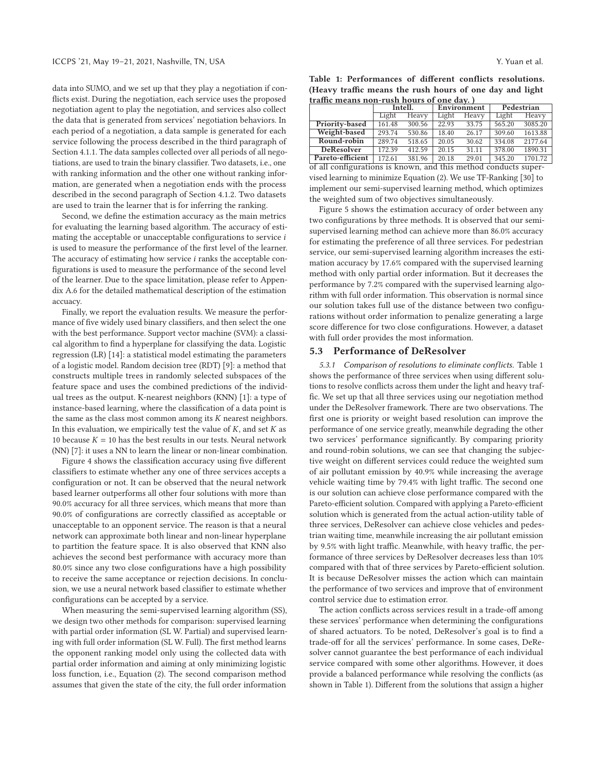data into SUMO, and we set up that they play a negotiation if conflicts exist. During the negotiation, each service uses the proposed negotiation agent to play the negotiation, and services also collect the data that is generated from services' negotiation behaviors. In each period of a negotiation, a data sample is generated for each service following the process described in the third paragraph of Section 4.1.1. The data samples collected over all periods of all negotiations, are used to train the binary classifier. Two datasets, i.e., one with ranking information and the other one without ranking information, are generated when a negotiation ends with the process described in the second paragraph of Section 4.1.2. Two datasets are used to train the learner that is for inferring the ranking.

Second, we define the estimation accuracy as the main metrics for evaluating the learning based algorithm. The accuracy of estimating the acceptable or unacceptable configurations to service $i$ is used to measure the performance of the first level of the learner. The accuracy of estimating how service $i$ ranks the acceptable configurations is used to measure the performance of the second level of the learner. Due to the space limitation, please refer to Appendix A.6 for the detailed mathematical description of the estimation accuacy.

Finally, we report the evaluation results. We measure the performance of five widely used binary classifiers, and then select the one with the best performance. Support vector machine (SVM): a classical algorithm to find a hyperplane for classifying the data. Logistic regression (LR) [14]: a statistical model estimating the parameters of a logistic model. Random decision tree (RDT) [9]: a method that constructs multiple trees in randomly selected subspaces of the feature space and uses the combined predictions of the individual trees as the output. K-nearest neighbors (KNN) [1]: a type of instance-based learning, where the classification of a data point is the same as the class most common among its $K$ nearest neighbors. In this evaluation, we empirically test the value of $K$, and set $K$ as 10 because $K = 10$ has the best results in our tests. Neural network (NN) [7]: it uses a NN to learn the linear or non-linear combination.

Figure 4 shows the classification accuracy using five different classifiers to estimate whether any one of three services accepts a configuration or not. It can be observed that the neural network based learner outperforms all other four solutions with more than 90.0% accuracy for all three services, which means that more than 90.0% of configurations are correctly classified as acceptable or unacceptable to an opponent service. The reason is that a neural network can approximate both linear and non-linear hyperplane to partition the feature space. It is also observed that KNN also achieves the second best performance with accuracy more than 80.0% since any two close configurations have a high possibility to receive the same acceptance or rejection decisions. In conclusion, we use a neural network based classifier to estimate whether configurations can be accepted by a service.

When measuring the semi-supervised learning algorithm (SS), we design two other methods for comparison: supervised learning with partial order information (SL W. Partial) and supervised learning with full order information (SL W. Full). The first method learns the opponent ranking model only using the collected data with partial order information and aiming at only minimizing logistic loss function, i.e., Equation (2). The second comparison method assumes that given the state of the city, the full order information of all configurations is known, and this method conducts supervised learning to minimize Equation (2). We use TF-Ranking [30] to implement our semi-supervised learning method, which optimizes the weighted sum of two objectives simultaneously.

**Table 1: Performances of different conflicts resolutions. (Heavy traffic means the rush hours of one day and light traffic means non-rush hours of one day. )**

| | Intell. | | Environment | | Pedestrian | |
|---|---|---|---|---|---|---|
| | Light | Heavy | Light | Heavy | Light | Heavy |
| **Priority-based** | 161.48 | 300.56 | 22.93 | 33.75 | 565.20 | 3085.20 |
| **Weight-based** | 293.74 | 530.86 | 18.40 | 26.17 | 309.60 | 1613.88 |
| **Round-robin** | 289.74 | 518.65 | 20.05 | 30.62 | 334.08 | 2177.64 |
| **DeResolver** | 172.39 | 412.59 | 20.15 | 31.11 | 378.00 | 1890.31 |
| **Pareto-efficient** | 172.61 | 381.96 | 20.18 | 29.01 | 345.20 | 1701.72 |

Figure 5 shows the estimation accuracy of order between any two configurations by three methods. It is observed that our semi-supervised learning method can achieve more than 86.0% accuracy for estimating the preference of all three services. For pedestrian service, our semi-supervised learning algorithm increases the estimation accuracy by 17.6% compared with the supervised learning method with only partial order information. But it decreases the performance by 7.2% compared with the supervised learning algorithm with full order information. This observation is normal since our solution takes full use of the distance between two configurations without order information to penalize generating a large score difference for two close configurations. However, a dataset with full order provides the most information.

## 5.3 Performance of DeResolver

*5.3.1 Comparison of resolutions to eliminate conflicts.* Table 1 shows the performance of three services when using different solutions to resolve conflicts across them under the light and heavy traffic. We set up that all three services using our negotiation method under the DeResolver framework. There are two observations. The first one is priority or weight based resolution can improve the performance of one service greatly, meanwhile degrading the other two services' performance significantly. By comparing priority and round-robin solutions, we can see that changing the subjective weight on different services could reduce the weighted sum of air pollutant emission by 40.9% while increasing the average vehicle waiting time by 79.4% with light traffic. The second one is our solution can achieve close performance compared with the Pareto-efficient solution. Compared with applying a Pareto-efficient solution which is generated from the actual action-utility table of three services, DeResolver can achieve close vehicles and pedestrian waiting time, meanwhile increasing the air pollutant emission by 9.5% with light traffic. Meanwhile, with heavy traffic, the performance of three services by DeResolver decreases less than 10% compared with that of three services by Pareto-efficient solution. It is because DeResolver misses the action which can maintain the performance of two services and improve that of environment control service due to estimation error.

The action conflicts across services result in a trade-off among these services' performance when determining the configurations of shared actuators. To be noted, DeResolver's goal is to find a trade-off for all the services' performance. In some cases, DeResolver cannot guarantee the best performance of each individual service compared with some other algorithms. However, it does provide a balanced performance while resolving the conflicts (as shown in Table 1). Different from the solutions that assign a higher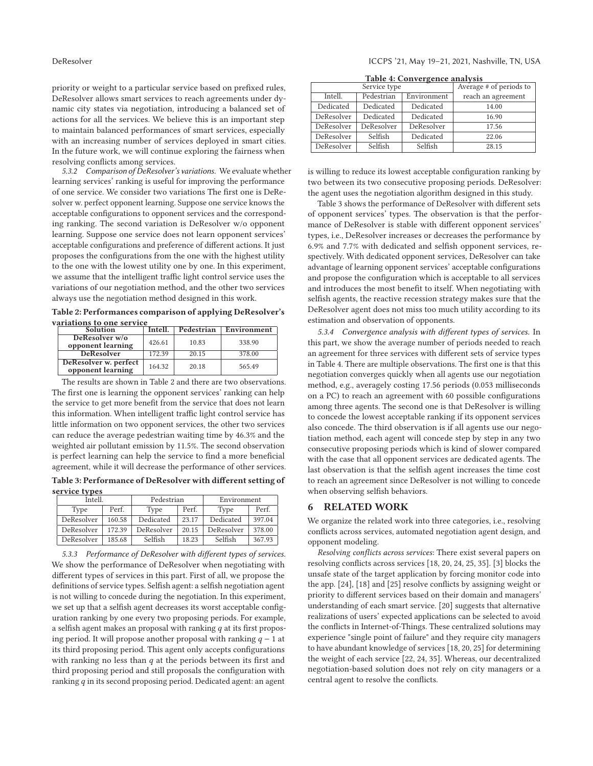priority or weight to a particular service based on prefixed rules, DeResolver allows smart services to reach agreements under dynamic city states via negotiation, introducing a balanced set of actions for all the services. We believe this is an important step to maintain balanced performances of smart services, especially with an increasing number of services deployed in smart cities. In the future work, we will continue exploring the fairness when resolving conflicts among services.

*5.3.2 Comparison of DeResolver's variations.* We evaluate whether learning services' ranking is useful for improving the performance of one service. We consider two variations The first one is DeResolver w. perfect opponent learning. Suppose one service knows the acceptable configurations to opponent services and the corresponding ranking. The second variation is DeResolver w/o opponent learning. Suppose one service does not learn opponent services' acceptable configurations and preference of different actions. It just proposes the configurations from the one with the highest utility to the one with the lowest utility one by one. In this experiment, we assume that the intelligent traffic light control service uses the variations of our negotiation method, and the other two services always use the negotiation method designed in this work.

**Table 2: Performances comparison of applying DeResolver's variations to one service**

| Solution | Intell. | Pedestrian | Environment |
|---|---|---|---|
| DeResolver w/o opponent learning | 426.61 | 10.83 | 338.90 |
| DeResolver | 172.39 | 20.15 | 378.00 |
| DeResolver w. perfect opponent learning | 164.32 | 20.18 | 565.49 |

The results are shown in Table 2 and there are two observations. The first one is learning the opponent services' ranking can help the service to get more benefit from the service that does not learn this information. When intelligent traffic light control service has little information on two opponent services, the other two services can reduce the average pedestrian waiting time by 46.3% and the weighted air pollutant emission by 11.5%. The second observation is perfect learning can help the service to find a more beneficial agreement, while it will decrease the performance of other services.

**Table 3: Performance of DeResolver with different setting of service types**

| Intell. | | Pedestrian | | Environment | |
|---|---|---|---|---|---|
| Type | Perf. | Type | Perf. | Type | Perf. |
| DeResolver | 160.58 | Dedicated | 23.17 | Dedicated | 397.04 |
| DeResolver | 172.39 | DeResolver | 20.15 | DeResolver | 378.00 |
| DeResolver | 185.68 | Selfish | 18.23 | Selfish | 367.93 |

*5.3.3 Performance of DeResolver with different types of services.* We show the performance of DeResolver when negotiating with different types of services in this part. First of all, we propose the definitions of service types. Selfish agent: a selfish negotiation agent is not willing to concede during the negotiation. In this experiment, we set up that a selfish agent decreases its worst acceptable configuration ranking by one every two proposing periods. For example, a selfish agent makes an proposal with ranking $q$ at its first proposing period. It will propose another proposal with ranking $q-1$ at its third proposing period. This agent only accepts configurations with ranking no less than $q$ at the periods between its first and third proposing period and still proposals the configuration with ranking $q$ in its second proposing period. Dedicated agent: an agent is willing to reduce its lowest acceptable configuration ranking by two between its two consecutive proposing periods. DeResolver: the agent uses the negotiation algorithm designed in this study.

**Table 4: Convergence analysis**

| Service type | | | Average # of periods to |
|---|---|---|---|
| Intell. | Pedestrian | Environment | reach an agreement |
| Dedicated | Dedicated | Dedicated | 14.00 |
| DeResolver | Dedicated | Dedicated | 16.90 |
| DeResolver | DeResolver | DeResolver | 17.56 |
| DeResolver | Selfish | Dedicated | 22.06 |
| DeResolver | Selfish | Selfish | 28.15 |

Table 3 shows the performance of DeResolver with different sets of opponent services' types. The observation is that the performance of DeResolver is stable with different opponent services' types, i.e., DeResolver increases or decreases the performance by 6.9% and 7.7% with dedicated and selfish opponent services, respectively. With dedicated opponent services, DeResolver can take advantage of learning opponent services' acceptable configurations and propose the configuration which is acceptable to all services and introduces the most benefit to itself. When negotiating with selfish agents, the reactive recession strategy makes sure that the DeResolver agent does not miss too much utility according to its estimation and observation of opponents.

*5.3.4 Convergence analysis with different types of services.* In this part, we show the average number of periods needed to reach an agreement for three services with different sets of service types in Table 4. There are multiple observations. The first one is that this negotiation converges quickly when all agents use our negotiation method, e.g., averagely costing 17.56 periods (0.053 milliseconds on a PC) to reach an agreement with 60 possible configurations among three agents. The second one is that DeResolver is willing to concede the lowest acceptable ranking if its opponent services also concede. The third observation is if all agents use our negotiation method, each agent will concede step by step in any two consecutive proposing periods which is kind of slower compared with the case that all opponent services are dedicated agents. The last observation is that the selfish agent increases the time cost to reach an agreement since DeResolver is not willing to concede when observing selfish behaviors.

## 6 RELATED WORK

We organize the related work into three categories, i.e., resolving conflicts across services, automated negotiation agent design, and opponent modeling.

*Resolving conflicts across services*: There exist several papers on resolving conflicts across services [18, 20, 24, 25, 35]. [3] blocks the unsafe state of the target application by forcing monitor code into the app. [24], [18] and [25] resolve conflicts by assigning weight or priority to different services based on their domain and managers' understanding of each smart service. [20] suggests that alternative realizations of users' expected applications can be selected to avoid the conflicts in Internet-of-Things. These centralized solutions may experience "single point of failure" and they require city managers to have abundant knowledge of services [18, 20, 25] for determining the weight of each service [22, 24, 35]. Whereas, our decentralized negotiation-based solution does not rely on city managers or a central agent to resolve the conflicts.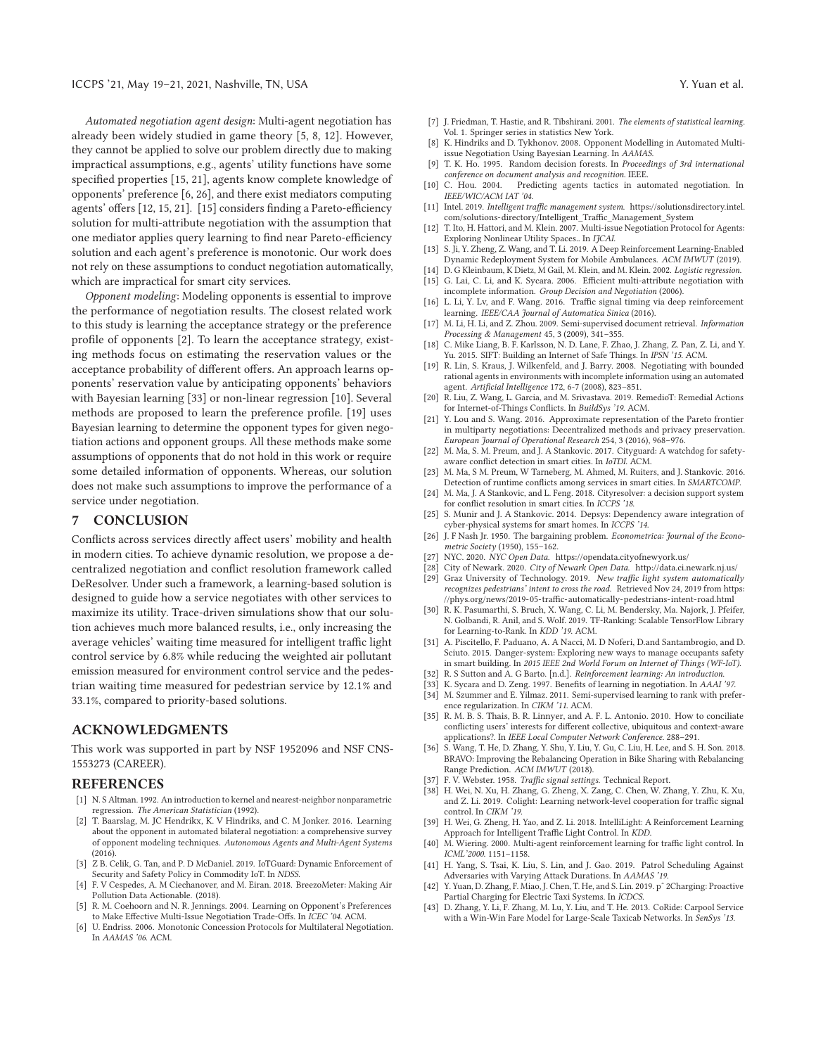*Automated negotiation agent design*: Multi-agent negotiation has already been widely studied in game theory [5, 8, 12]. However, they cannot be applied to solve our problem directly due to making impractical assumptions, e.g., agents' utility functions have some specified properties [15, 21], agents know complete knowledge of opponents' preference [6, 26], and there exist mediators computing agents' offers [12, 15, 21]. [15] considers finding a Pareto-efficiency solution for multi-attribute negotiation with the assumption that one mediator applies query learning to find near Pareto-efficiency solution and each agent's preference is monotonic. Our work does not rely on these assumptions to conduct negotiation automatically, which are impractical for smart city services.

*Opponent modeling*: Modeling opponents is essential to improve the performance of negotiation results. The closest related work to this study is learning the acceptance strategy or the preference profile of opponents [2]. To learn the acceptance strategy, existing methods focus on estimating the reservation values or the acceptance probability of different offers. An approach learns opponents' reservation value by anticipating opponents' behaviors with Bayesian learning [33] or non-linear regression [10]. Several methods are proposed to learn the preference profile. [19] uses Bayesian learning to determine the opponent types for given negotiation actions and opponent groups. All these methods make some assumptions of opponents that do not hold in this work or require some detailed information of opponents. Whereas, our solution does not make such assumptions to improve the performance of a service under negotiation.

## 7 CONCLUSION

Conflicts across services directly affect users' mobility and health in modern cities. To achieve dynamic resolution, we propose a decentralized negotiation and conflict resolution framework called DeResolver. Under such a framework, a learning-based solution is designed to guide how a service negotiates with other services to maximize its utility. Trace-driven simulations show that our solution achieves much more balanced results, i.e., only increasing the average vehicles' waiting time measured for intelligent traffic light control service by 6.8% while reducing the weighted air pollutant emission measured for environment control service and the pedestrian waiting time measured for pedestrian service by 12.1% and 33.1%, compared to priority-based solutions.

## ACKNOWLEDGMENTS

This work was supported in part by NSF 1952096 and NSF CNS-1553273 (CAREER).

## REFERENCES

[1] N. S Altman. 1992. An introduction to kernel and nearest-neighbor nonparametric regression. *The American Statistician* (1992).

[2] T. Baarslag, M. JC Hendrikx, K. V Hindriks, and C. M Jonker. 2016. Learning about the opponent in automated bilateral negotiation: a comprehensive survey of opponent modeling techniques. *Autonomous Agents and Multi-Agent Systems* (2016).

[3] Z B. Celik, G. Tan, and P. D McDaniel. 2019. IoTGuard: Dynamic Enforcement of Security and Safety Policy in Commodity IoT. In *NDSS*.

[4] F. V Cespedes, A. M Ciechanover, and M. Eiran. 2018. BreezoMeter: Making Air Pollution Data Actionable. (2018).

[5] R. M. Coehoorn and N. R. Jennings. 2004. Learning on Opponent's Preferences to Make Effective Multi-Issue Negotiation Trade-Offs. In *ICEC '04*. ACM.

[6] U. Endriss. 2006. Monotonic Concession Protocols for Multilateral Negotiation. In *AAMAS '06*. ACM.

[7] J. Friedman, T. Hastie, and R. Tibshirani. 2001. *The elements of statistical learning*. Vol. 1. Springer series in statistics New York.

[8] K. Hindriks and D. Tykhonov. 2008. Opponent Modelling in Automated Multi-issue Negotiation Using Bayesian Learning. In *AAMAS*.

[9] T. K. Ho. 1995. Random decision forests. In *Proceedings of 3rd international conference on document analysis and recognition*. IEEE.

[10] C. Hou. 2004. Predicting agents tactics in automated negotiation. In *IEEE/WIC/ACM IAT '04*.

[11] Intel. 2019. *Intelligent traffic management system*. https://solutionsdirectory.intel.com/solutions-directory/Intelligent_Traffic_Management_System

[12] T. Ito, H. Hattori, and M. Klein. 2007. Multi-issue Negotiation Protocol for Agents: Exploring Nonlinear Utility Spaces.. In *IJCAI*.

[13] S. Ji, Y. Zheng, Z. Wang, and T. Li. 2019. A Deep Reinforcement Learning-Enabled Dynamic Redeployment System for Mobile Ambulances. *ACM IMWUT* (2019).

[14] D. G Kleinbaum, K Dietz, M Gail, M. Klein, and M. Klein. 2002. *Logistic regression*.

[15] G. Lai, C. Li, and K. Sycara. 2006. Efficient multi-attribute negotiation with incomplete information. *Group Decision and Negotiation* (2006).

[16] L. Li, Y. Lv, and F. Wang. 2016. Traffic signal timing via deep reinforcement learning. *IEEE/CAA Journal of Automatica Sinica* (2016).

[17] M. Li, H. Li, and Z. Zhou. 2009. Semi-supervised document retrieval. *Information Processing & Management* 45, 3 (2009), 341–355.

[18] C. Mike Liang, B. F. Karlsson, N. D. Lane, F. Zhao, J. Zhang, Z. Pan, Z. Li, and Y. Yu. 2015. SIFT: Building an Internet of Safe Things. In *IPSN '15*. ACM.

[19] R. Lin, S. Kraus, J. Wilkenfeld, and J. Barry. 2008. Negotiating with bounded rational agents in environments with incomplete information using an automated agent. *Artificial Intelligence* 172, 6-7 (2008), 823–851.

[20] R. Liu, Z. Wang, L. Garcia, and M. Srivastava. 2019. RemedioT: Remedial Actions for Internet-of-Things Conflicts. In *BuildSys '19*. ACM.

[21] Y. Lou and S. Wang. 2016. Approximate representation of the Pareto frontier in multiparty negotiations: Decentralized methods and privacy preservation. *European Journal of Operational Research* 254, 3 (2016), 968–976.

[22] M. Ma, S. M. Preum, and J. A Stankovic. 2017. Cityguard: A watchdog for safety-aware conflict detection in smart cities. In *IoTDI*. ACM.

[23] M. Ma, S M. Preum, W Tarneberg, M. Ahmed, M. Ruiters, and J. Stankovic. 2016. Detection of runtime conflicts among services in smart cities. In *SMARTCOMP*.

[24] M. Ma, J. A Stankovic, and L. Feng. 2018. Cityresolver: a decision support system for conflict resolution in smart cities. In *ICCPS '18*.

[25] S. Munir and J. A Stankovic. 2014. Depsys: Dependency aware integration of cyber-physical systems for smart homes. In *ICCPS '14*.

[26] J. F Nash Jr. 1950. The bargaining problem. *Econometrica: Journal of the Econometric Society* (1950), 155–162.

[27] NYC. 2020. *NYC Open Data*. https://opendata.cityofnewyork.us/

[28] City of Newark. 2020. *City of Newark Open Data*. http://data.ci.newark.nj.us/

[29] Graz University of Technology. 2019. *New traffic light system automatically recognizes pedestrians' intent to cross the road*. Retrieved Nov 24, 2019 from https://phys.org/news/2019-05-traffic-automatically-pedestrians-intent-road.html

[30] R. K. Pasumarthi, S. Bruch, X. Wang, C. Li, M. Bendersky, Ma. Najork, J. Pfeifer, N. Golbandi, R. Anil, and S. Wolf. 2019. TF-Ranking: Scalable TensorFlow Library for Learning-to-Rank. In *KDD '19*. ACM.

[31] A. Piscitello, F. Paduano, A. A Nacci, M. D Noferi, D.and Santambrogio, and D. Sciuto. 2015. Danger-system: Exploring new ways to manage occupants safety in smart building. In *2015 IEEE 2nd World Forum on Internet of Things (WF-IoT)*.

[32] R. S Sutton and A. G Barto. [n.d.]. *Reinforcement learning: An introduction*.

[33] K. Sycara and D. Zeng. 1997. Benefits of learning in negotiation. In *AAAI '97*.

[34] M. Szummer and E. Yilmaz. 2011. Semi-supervised learning to rank with preference regularization. In *CIKM '11*. ACM.

[35] R. M. B. S. Thais, B. R. Linnyer, and A. F. L. Antonio. 2010. How to conciliate conflicting users' interests for different collective, ubiquitous and context-aware applications?. In *IEEE Local Computer Network Conference*. 288–291.

[36] S. Wang, T. He, D. Zhang, Y. Shu, Y. Liu, Y. Gu, C. Liu, H. Lee, and S. H. Son. 2018. BRAVO: Improving the Rebalancing Operation in Bike Sharing with Rebalancing Range Prediction. *ACM IMWUT* (2018).

[37] F. V. Webster. 1958. *Traffic signal settings*. Technical Report.

[38] H. Wei, N. Xu, H. Zhang, G. Zheng, X. Zang, C. Chen, W. Zhang, Y. Zhu, K. Xu, and Z. Li. 2019. Colight: Learning network-level cooperation for traffic signal control. In *CIKM '19*.

[39] H. Wei, G. Zheng, H. Yao, and Z. Li. 2018. IntelliLight: A Reinforcement Learning Approach for Intelligent Traffic Light Control. In *KDD*.

[40] M. Wiering. 2000. Multi-agent reinforcement learning for traffic light control. In *ICML'2000*. 1151–1158.

[41] H. Yang, S. Tsai, K. Liu, S. Lin, and J. Gao. 2019. Patrol Scheduling Against Adversaries with Varying Attack Durations. In *AAMAS '19*.

[42] Y. Yuan, D. Zhang, F. Miao, J. Chen, T. He, and S. Lin. 2019. pˆ 2Charging: Proactive Partial Charging for Electric Taxi Systems. In *ICDCS*.

[43] D. Zhang, Y. Li, F. Zhang, M. Lu, Y. Liu, and T. He. 2013. CoRide: Carpool Service with a Win-Win Fare Model for Large-Scale Taxicab Networks. In *SenSys '13*.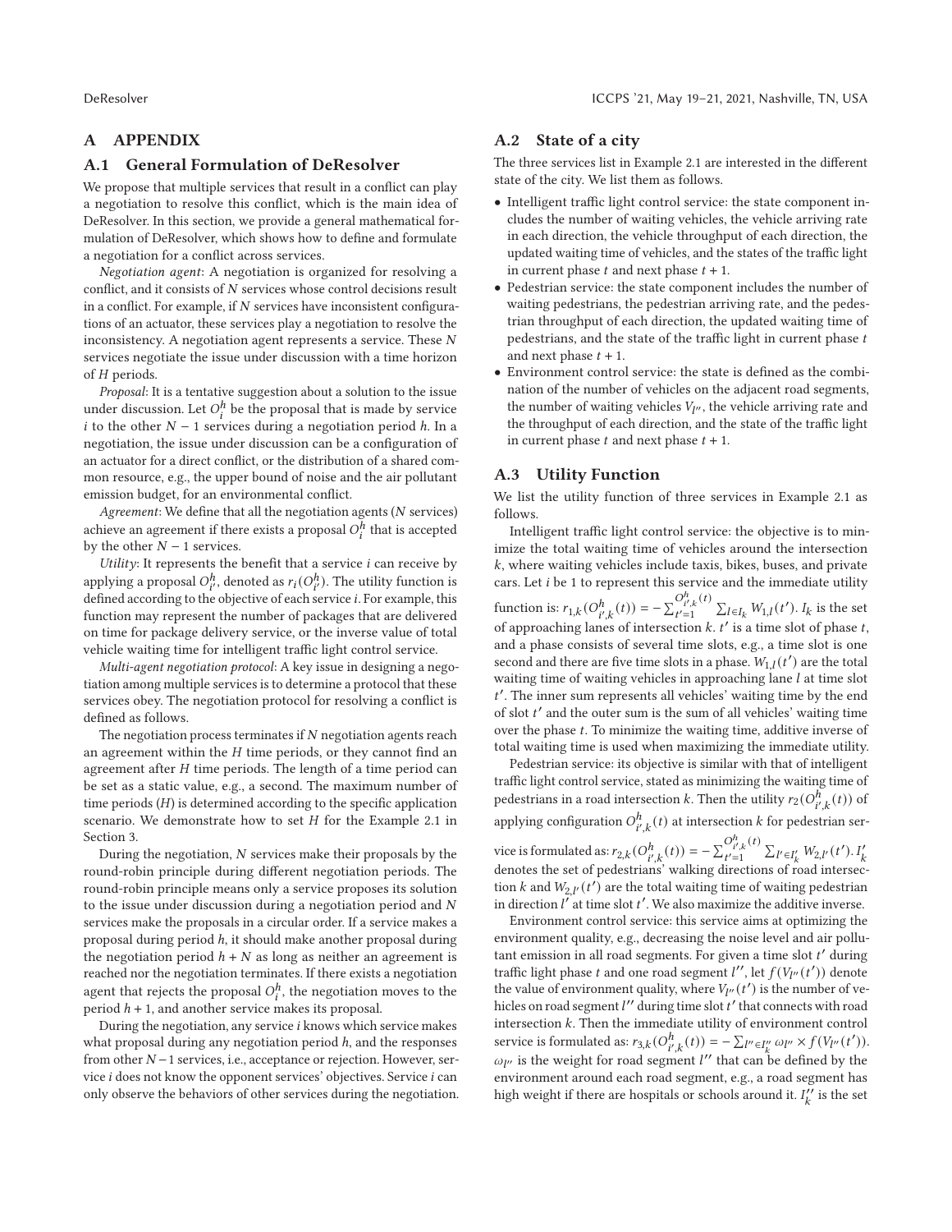## A APPENDIX

### A.1 General Formulation of DeResolver

We propose that multiple services that result in a conflict can play a negotiation to resolve this conflict, which is the main idea of DeResolver. In this section, we provide a general mathematical formulation of DeResolver, which shows how to define and formulate a negotiation for a conflict across services.

*Negotiation agent*: A negotiation is organized for resolving a conflict, and it consists of $N$ services whose control decisions result in a conflict. For example, if $N$ services have inconsistent configurations of an actuator, these services play a negotiation to resolve the inconsistency. A negotiation agent represents a service. These $N$ services negotiate the issue under discussion with a time horizon of $H$ periods.

*Proposal*: It is a tentative suggestion about a solution to the issue under discussion. Let $O_i^h$ be the proposal that is made by service $i$ to the other $N-1$ services during a negotiation period $h$. In a negotiation, the issue under discussion can be a configuration of an actuator for a direct conflict, or the distribution of a shared common resource, e.g., the upper bound of noise and the air pollutant emission budget, for an environmental conflict.

*Agreement*: We define that all the negotiation agents ($N$ services) achieve an agreement if there exists a proposal $O_i^h$ that is accepted by the other $N-1$ services.

*Utility*: It represents the benefit that a service $i$ can receive by applying a proposal $O_{i'}^h$, denoted as $r_i(O_{i'}^h)$. The utility function is defined according to the objective of each service $i$. For example, this function may represent the number of packages that are delivered on time for package delivery service, or the inverse value of total vehicle waiting time for intelligent traffic light control service.

*Multi-agent negotiation protocol*: A key issue in designing a negotiation among multiple services is to determine a protocol that these services obey. The negotiation protocol for resolving a conflict is defined as follows.

The negotiation process terminates if $N$ negotiation agents reach an agreement within the $H$ time periods, or they cannot find an agreement after $H$ time periods. The length of a time period can be set as a static value, e.g., a second. The maximum number of time periods ($H$) is determined according to the specific application scenario. We demonstrate how to set $H$ for the Example 2.1 in Section 3.

During the negotiation, $N$ services make their proposals by the round-robin principle during different negotiation periods. The round-robin principle means only a service proposes its solution to the issue under discussion during a negotiation period and $N$ services make the proposals in a circular order. If a service makes a proposal during period $h$, it should make another proposal during the negotiation period $h+N$ as long as neither an agreement is reached nor the negotiation terminates. If there exists a negotiation agent that rejects the proposal $O_i^h$, the negotiation moves to the period $h+1$, and another service makes its proposal.

During the negotiation, any service $i$ knows which service makes what proposal during any negotiation period $h$, and the responses from other $N-1$ services, i.e., acceptance or rejection. However, service $i$ does not know the opponent services' objectives. Service $i$ can only observe the behaviors of other services during the negotiation.

### A.2 State of a city

The three services list in Example 2.1 are interested in the different state of the city. We list them as follows.

- Intelligent traffic light control service: the state component includes the number of waiting vehicles, the vehicle arriving rate in each direction, the vehicle throughput of each direction, the updated waiting time of vehicles, and the states of the traffic light in current phase $t$ and next phase $t+1$.
- Pedestrian service: the state component includes the number of waiting pedestrians, the pedestrian arriving rate, and the pedestrian throughput of each direction, the updated waiting time of pedestrians, and the state of the traffic light in current phase $t$ and next phase $t+1$.
- Environment control service: the state is defined as the combination of the number of vehicles on the adjacent road segments, the number of waiting vehicles $V_{l''}$, the vehicle arriving rate and the throughput of each direction, and the state of the traffic light in current phase $t$ and next phase $t+1$.

### A.3 Utility Function

We list the utility function of three services in Example 2.1 as follows.

Intelligent traffic light control service: the objective is to minimize the total waiting time of vehicles around the intersection $k$, where waiting vehicles include taxis, bikes, buses, and private cars. Let $i$ be 1 to represent this service and the immediate utility function is: $r_{1,k}(O_{i',k}^h(t)) = -\sum_{t'=1}^{O_{i',k}^h(t)} \sum_{l \in I_k} W_{1,l}(t')$. $I_k$ is the set of approaching lanes of intersection $k$. $t'$ is a time slot of phase $t$, and a phase consists of several time slots, e.g., a time slot is one second and there are five time slots in a phase. $W_{1,l}(t')$ are the total waiting time of waiting vehicles in approaching lane $l$ at time slot $t'$. The inner sum represents all vehicles' waiting time by the end of slot $t'$ and the outer sum is the sum of all vehicles' waiting time over the phase $t$. To minimize the waiting time, additive inverse of total waiting time is used when maximizing the immediate utility.

Pedestrian service: its objective is similar with that of intelligent traffic light control service, stated as minimizing the waiting time of pedestrians in a road intersection $k$. Then the utility $r_2(O_{i',k}^h(t))$ of applying configuration $O_{i',k}^h(t)$ at intersection $k$ for pedestrian service is formulated as: $r_{2,k}(O_{i',k}^h(t)) = -\sum_{t'=1}^{O_{i',k}^h(t)} \sum_{l' \in I_k'} W_{2,l'}(t')$. $I_k'$ denotes the set of pedestrians' walking directions of road intersection $k$ and $W_{2,l'}(t')$ are the total waiting time of waiting pedestrian in direction $l'$ at time slot $t'$. We also maximize the additive inverse.

Environment control service: this service aims at optimizing the environment quality, e.g., decreasing the noise level and air pollutant emission in all road segments. For given a time slot $t'$ during traffic light phase $t$ and one road segment $l''$, let $f(V_{l''}(t'))$ denote the value of environment quality, where $V_{l''}(t')$ is the number of vehicles on road segment $l''$ during time slot $t'$ that connects with road intersection $k$. Then the immediate utility of environment control service is formulated as: $r_{3,k}(O_{i',k}^h(t)) = -\sum_{l'' \in I_k''} \omega_{l''} \times f(V_{l''}(t'))$. $\omega_{l''}$ is the weight for road segment $l''$ that can be defined by the environment around each road segment, e.g., a road segment has high weight if there are hospitals or schools around it. $I_k''$ is the set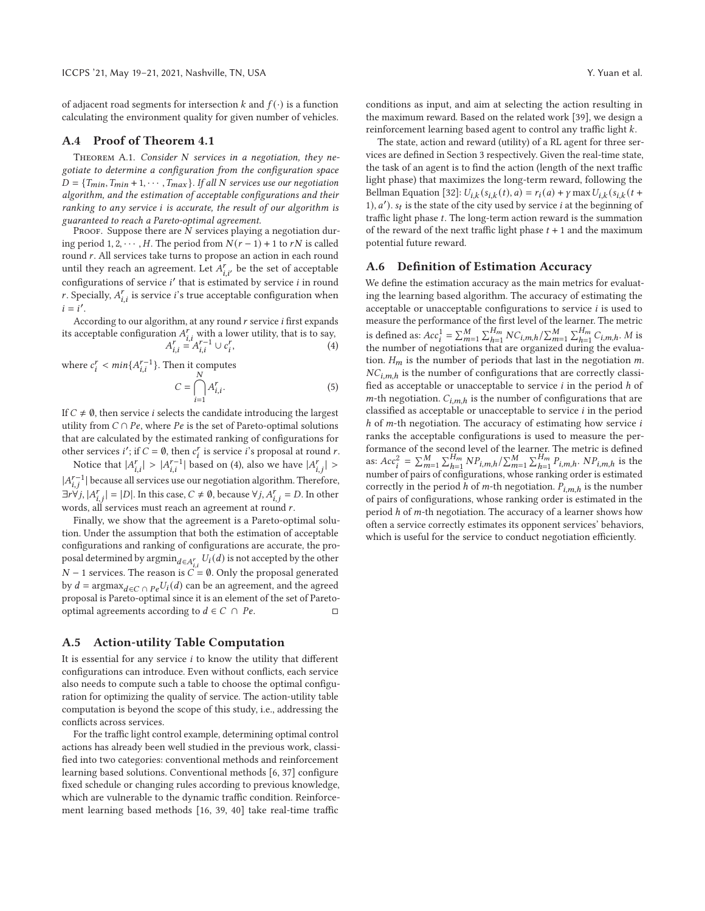of adjacent road segments for intersection $k$ and $f(\cdot)$ is a function calculating the environment quality for given number of vehicles.

## A.4 Proof of Theorem 4.1

Theorem A.1. *Consider $N$ services in a negotiation, they negotiate to determine a configuration from the configuration space $D = \{T_{min}, T_{min} + 1, \cdots, T_{max}\}$. If all $N$ services use our negotiation algorithm, and the estimation of acceptable configurations and their ranking to any service $i$ is accurate, the result of our algorithm is guaranteed to reach a Pareto-optimal agreement.*

Proof. Suppose there are $N$ services playing a negotiation during period $1, 2, \cdots, H$. The period from $N(r-1)+1$ to $rN$ is called round $r$. All services take turns to propose an action in each round until they reach an agreement. Let $A^r_{i,i'}$ be the set of acceptable configurations of service $i'$ that is estimated by service $i$ in round $r$. Specially, $A^r_{i,i}$ is service $i$'s true acceptable configuration when $i = i'$.

According to our algorithm, at any round $r$ service $i$ first expands its acceptable configuration $A^r_{i,i}$ with a lower utility, that is to say,

$$A^r_{i,i} = A^{r-1}_{i,i} \cup c^r_i, \tag{4}$$

where $c^r_i < min\{A^{r-1}_{i,i}\}$. Then it computes

$$C = \bigcap_{i=1}^{N} A^r_{i,i}. \tag{5}$$

If $C \neq \emptyset$, then service $i$ selects the candidate introducing the largest utility from $C \cap Pe$, where $Pe$ is the set of Pareto-optimal solutions that are calculated by the estimated ranking of configurations for other services $i'$; if $C = \emptyset$, then $c^r_i$ is service $i$'s proposal at round $r$.

Notice that $|A^r_{i,i}| > |A^{r-1}_{i,i}|$ based on (4), also we have $|A^r_{i,j}| > |A^{r-1}_{i,j}|$ because all services use our negotiation algorithm. Therefore, $\exists r \forall j, |A^r_{i,j}| = |D|$. In this case, $C \neq \emptyset$, because $\forall j, A^r_{i,j} = D$. In other words, all services must reach an agreement at round $r$.

Finally, we show that the agreement is a Pareto-optimal solution. Under the assumption that both the estimation of acceptable configurations and ranking of configurations are accurate, the proposal determined by $\text{argmin}_{d \in A^r_{i,i}} U_i(d)$ is not accepted by the other $N-1$ services. The reason is $C = \emptyset$. Only the proposal generated by $d = \text{argmax}_{d \in C \cap Pe} U_i(d)$ can be an agreement, and the agreed proposal is Pareto-optimal since it is an element of the set of Pareto-optimal agreements according to $d \in C \cap Pe$. ◻

## A.5 Action-utility Table Computation

It is essential for any service $i$ to know the utility that different configurations can introduce. Even without conflicts, each service also needs to compute such a table to choose the optimal configuration for optimizing the quality of service. The action-utility table computation is beyond the scope of this study, i.e., addressing the conflicts across services.

For the traffic light control example, determining optimal control actions has already been well studied in the previous work, classified into two categories: conventional methods and reinforcement learning based solutions. Conventional methods [6, 37] configure fixed schedule or changing rules according to previous knowledge, which are vulnerable to the dynamic traffic condition. Reinforcement learning based methods [16, 39, 40] take real-time traffic conditions as input, and aim at selecting the action resulting in the maximum reward. Based on the related work [39], we design a reinforcement learning based agent to control any traffic light $k$.

The state, action and reward (utility) of a RL agent for three services are defined in Section 3 respectively. Given the real-time state, the task of an agent is to find the action (length of the next traffic light phase) that maximizes the long-term reward, following the Bellman Equation [32]: $U_{i,k}(s_{i,k}(t), a) = r_i(a) + \gamma \max U_{i,k}(s_{i,k}(t+1), a')$. $s_t$ is the state of the city used by service $i$ at the beginning of traffic light phase $t$. The long-term action reward is the summation of the reward of the next traffic light phase $t+1$ and the maximum potential future reward.

## A.6 Definition of Estimation Accuracy

We define the estimation accuracy as the main metrics for evaluating the learning based algorithm. The accuracy of estimating the acceptable or unacceptable configurations to service $i$ is used to measure the performance of the first level of the learner. The metric is defined as: $Acc^1_i = \sum_{m=1}^{M} \sum_{h=1}^{H_m} NC_{i,m,h} / \sum_{m=1}^{M} \sum_{h=1}^{H_m} C_{i,m,h}$. $M$ is the number of negotiations that are organized during the evaluation. $H_m$ is the number of periods that last in the negotiation $m$. $NC_{i,m,h}$ is the number of configurations that are correctly classified as acceptable or unacceptable to service $i$ in the period $h$ of $m$-th negotiation. $C_{i,m,h}$ is the number of configurations that are classified as acceptable or unacceptable to service $i$ in the period $h$ of $m$-th negotiation. The accuracy of estimating how service $i$ ranks the acceptable configurations is used to measure the performance of the second level of the learner. The metric is defined as: $Acc^2_i = \sum_{m=1}^{M} \sum_{h=1}^{H_m} NP_{i,m,h} / \sum_{m=1}^{M} \sum_{h=1}^{H_m} P_{i,m,h}$. $NP_{i,m,h}$ is the number of pairs of configurations, whose ranking order is estimated correctly in the period $h$ of $m$-th negotiation. $P_{i,m,h}$ is the number of pairs of configurations, whose ranking order is estimated in the period $h$ of $m$-th negotiation. The accuracy of a learner shows how often a service correctly estimates its opponent services' behaviors, which is useful for the service to conduct negotiation efficiently.